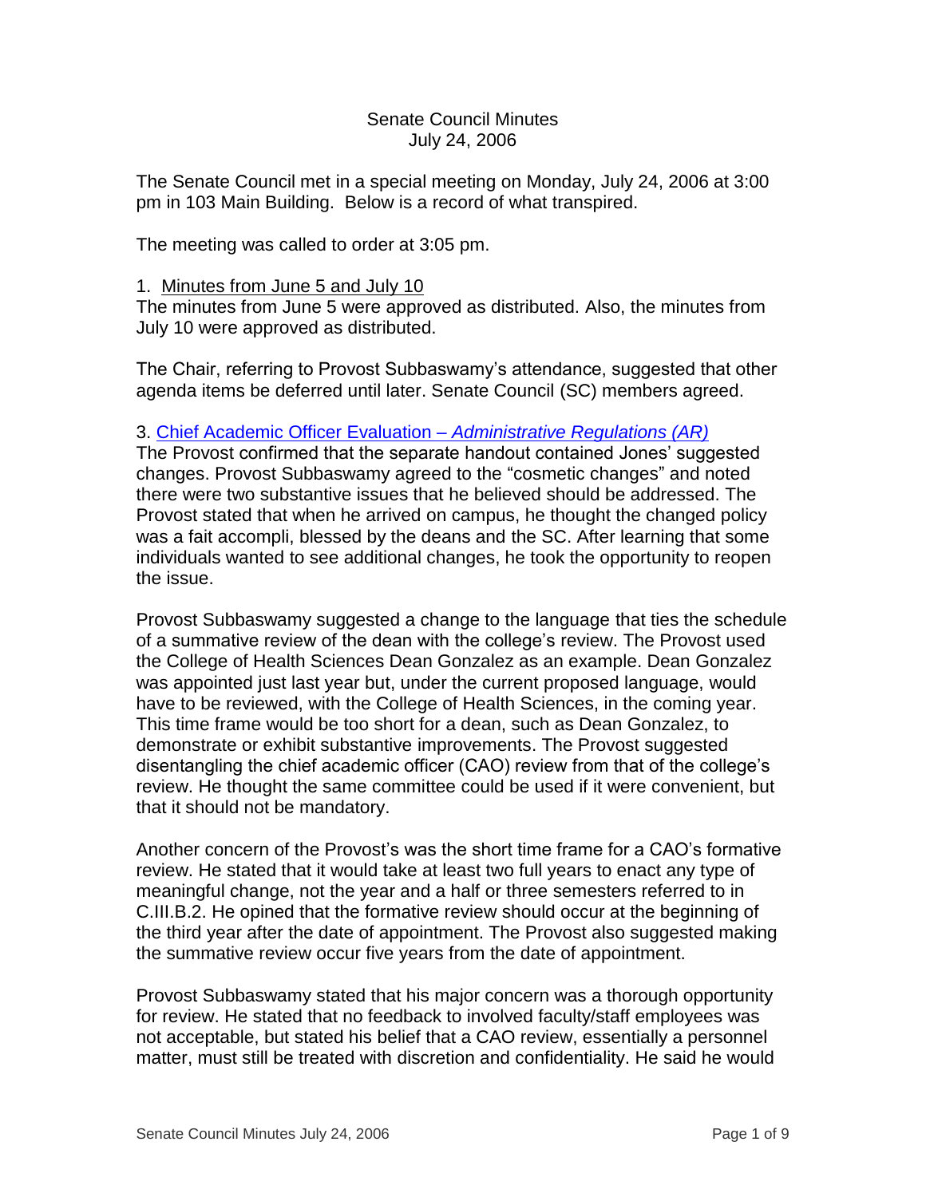Senate Council Minutes
July 24, 2006

The Senate Council met in a special meeting on Monday, July 24, 2006 at 3:00 pm in 103 Main Building. Below is a record of what transpired.

The meeting was called to order at 3:05 pm.

1. Minutes from June 5 and July 10

The minutes from June 5 were approved as distributed. Also, the minutes from July 10 were approved as distributed.

The Chair, referring to Provost Subbaswamy's attendance, suggested that other agenda items be deferred until later. Senate Council (SC) members agreed.

3. Chief Academic Officer Evaluation – *Administrative Regulations (AR)*

The Provost confirmed that the separate handout contained Jones' suggested changes. Provost Subbaswamy agreed to the "cosmetic changes" and noted there were two substantive issues that he believed should be addressed. The Provost stated that when he arrived on campus, he thought the changed policy was a fait accompli, blessed by the deans and the SC. After learning that some individuals wanted to see additional changes, he took the opportunity to reopen the issue.

Provost Subbaswamy suggested a change to the language that ties the schedule of a summative review of the dean with the college's review. The Provost used the College of Health Sciences Dean Gonzalez as an example. Dean Gonzalez was appointed just last year but, under the current proposed language, would have to be reviewed, with the College of Health Sciences, in the coming year. This time frame would be too short for a dean, such as Dean Gonzalez, to demonstrate or exhibit substantive improvements. The Provost suggested disentangling the chief academic officer (CAO) review from that of the college's review. He thought the same committee could be used if it were convenient, but that it should not be mandatory.

Another concern of the Provost's was the short time frame for a CAO's formative review. He stated that it would take at least two full years to enact any type of meaningful change, not the year and a half or three semesters referred to in C.III.B.2. He opined that the formative review should occur at the beginning of the third year after the date of appointment. The Provost also suggested making the summative review occur five years from the date of appointment.

Provost Subbaswamy stated that his major concern was a thorough opportunity for review. He stated that no feedback to involved faculty/staff employees was not acceptable, but stated his belief that a CAO review, essentially a personnel matter, must still be treated with discretion and confidentiality. He said he would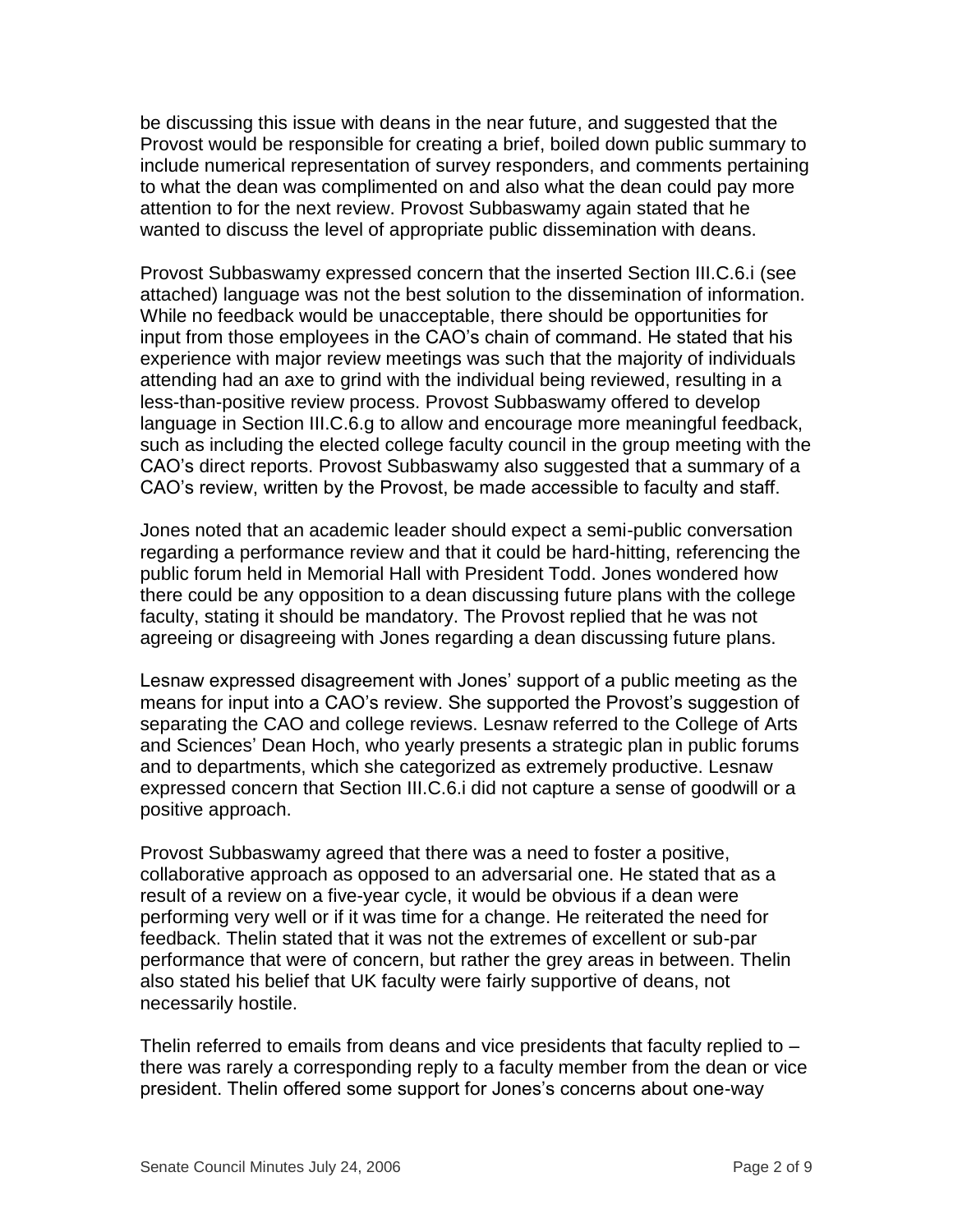be discussing this issue with deans in the near future, and suggested that the Provost would be responsible for creating a brief, boiled down public summary to include numerical representation of survey responders, and comments pertaining to what the dean was complimented on and also what the dean could pay more attention to for the next review. Provost Subbaswamy again stated that he wanted to discuss the level of appropriate public dissemination with deans.

Provost Subbaswamy expressed concern that the inserted Section III.C.6.i (see attached) language was not the best solution to the dissemination of information. While no feedback would be unacceptable, there should be opportunities for input from those employees in the CAO's chain of command. He stated that his experience with major review meetings was such that the majority of individuals attending had an axe to grind with the individual being reviewed, resulting in a less-than-positive review process. Provost Subbaswamy offered to develop language in Section III.C.6.g to allow and encourage more meaningful feedback, such as including the elected college faculty council in the group meeting with the CAO's direct reports. Provost Subbaswamy also suggested that a summary of a CAO's review, written by the Provost, be made accessible to faculty and staff.

Jones noted that an academic leader should expect a semi-public conversation regarding a performance review and that it could be hard-hitting, referencing the public forum held in Memorial Hall with President Todd. Jones wondered how there could be any opposition to a dean discussing future plans with the college faculty, stating it should be mandatory. The Provost replied that he was not agreeing or disagreeing with Jones regarding a dean discussing future plans.

Lesnaw expressed disagreement with Jones' support of a public meeting as the means for input into a CAO's review. She supported the Provost's suggestion of separating the CAO and college reviews. Lesnaw referred to the College of Arts and Sciences' Dean Hoch, who yearly presents a strategic plan in public forums and to departments, which she categorized as extremely productive. Lesnaw expressed concern that Section III.C.6.i did not capture a sense of goodwill or a positive approach.

Provost Subbaswamy agreed that there was a need to foster a positive, collaborative approach as opposed to an adversarial one. He stated that as a result of a review on a five-year cycle, it would be obvious if a dean were performing very well or if it was time for a change. He reiterated the need for feedback. Thelin stated that it was not the extremes of excellent or sub-par performance that were of concern, but rather the grey areas in between. Thelin also stated his belief that UK faculty were fairly supportive of deans, not necessarily hostile.

Thelin referred to emails from deans and vice presidents that faculty replied to – there was rarely a corresponding reply to a faculty member from the dean or vice president. Thelin offered some support for Jones's concerns about one-way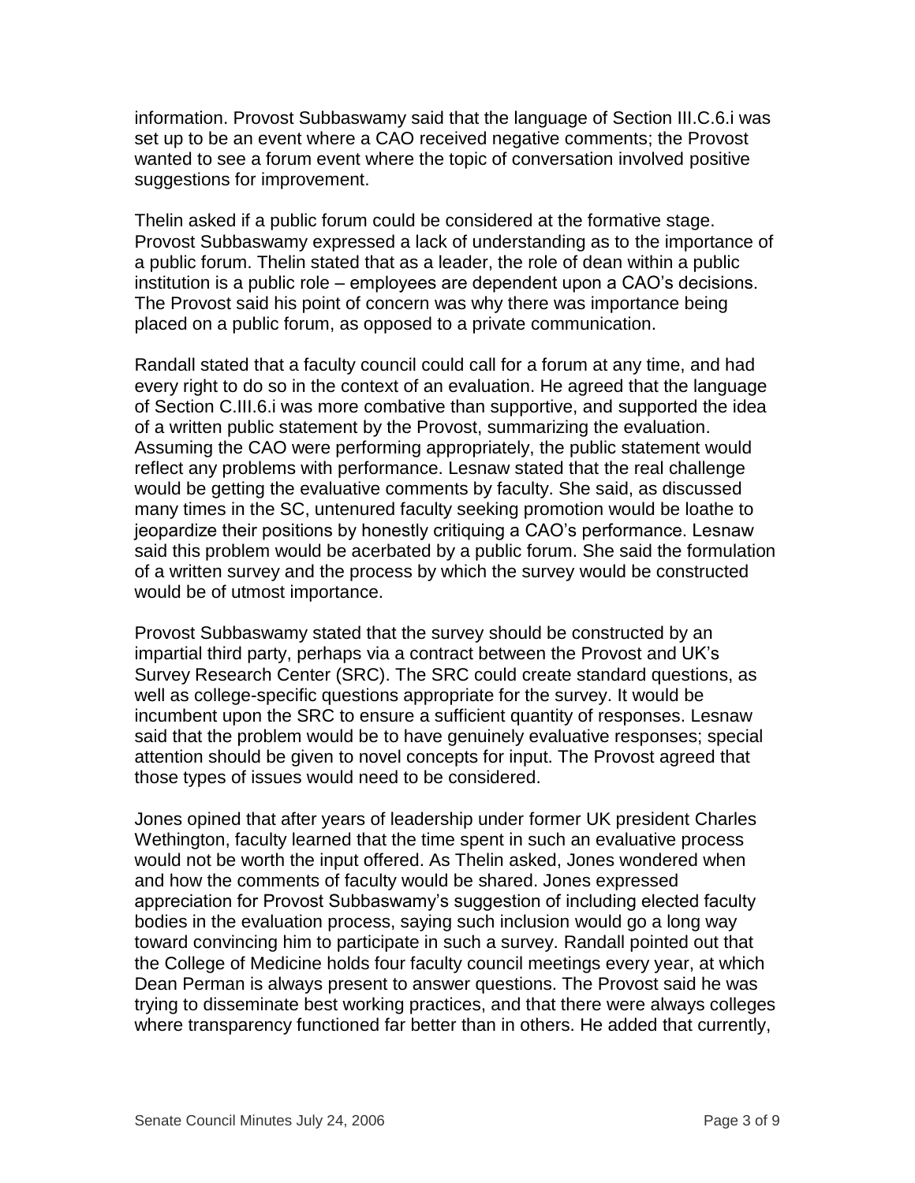information. Provost Subbaswamy said that the language of Section III.C.6.i was set up to be an event where a CAO received negative comments; the Provost wanted to see a forum event where the topic of conversation involved positive suggestions for improvement.

Thelin asked if a public forum could be considered at the formative stage. Provost Subbaswamy expressed a lack of understanding as to the importance of a public forum. Thelin stated that as a leader, the role of dean within a public institution is a public role – employees are dependent upon a CAO's decisions. The Provost said his point of concern was why there was importance being placed on a public forum, as opposed to a private communication.

Randall stated that a faculty council could call for a forum at any time, and had every right to do so in the context of an evaluation. He agreed that the language of Section C.III.6.i was more combative than supportive, and supported the idea of a written public statement by the Provost, summarizing the evaluation. Assuming the CAO were performing appropriately, the public statement would reflect any problems with performance. Lesnaw stated that the real challenge would be getting the evaluative comments by faculty. She said, as discussed many times in the SC, untenured faculty seeking promotion would be loathe to jeopardize their positions by honestly critiquing a CAO's performance. Lesnaw said this problem would be acerbated by a public forum. She said the formulation of a written survey and the process by which the survey would be constructed would be of utmost importance.

Provost Subbaswamy stated that the survey should be constructed by an impartial third party, perhaps via a contract between the Provost and UK's Survey Research Center (SRC). The SRC could create standard questions, as well as college-specific questions appropriate for the survey. It would be incumbent upon the SRC to ensure a sufficient quantity of responses. Lesnaw said that the problem would be to have genuinely evaluative responses; special attention should be given to novel concepts for input. The Provost agreed that those types of issues would need to be considered.

Jones opined that after years of leadership under former UK president Charles Wethington, faculty learned that the time spent in such an evaluative process would not be worth the input offered. As Thelin asked, Jones wondered when and how the comments of faculty would be shared. Jones expressed appreciation for Provost Subbaswamy's suggestion of including elected faculty bodies in the evaluation process, saying such inclusion would go a long way toward convincing him to participate in such a survey. Randall pointed out that the College of Medicine holds four faculty council meetings every year, at which Dean Perman is always present to answer questions. The Provost said he was trying to disseminate best working practices, and that there were always colleges where transparency functioned far better than in others. He added that currently,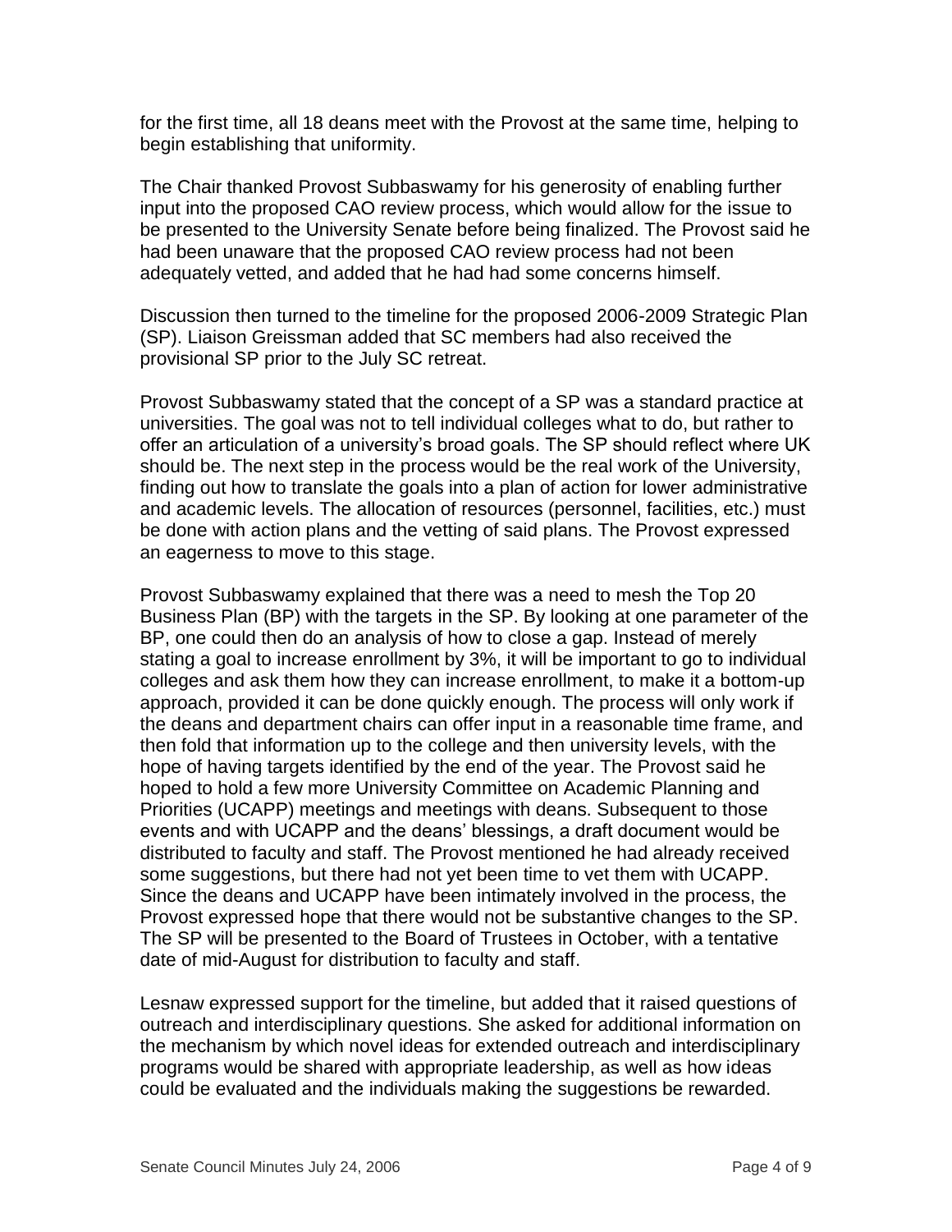for the first time, all 18 deans meet with the Provost at the same time, helping to begin establishing that uniformity.

The Chair thanked Provost Subbaswamy for his generosity of enabling further input into the proposed CAO review process, which would allow for the issue to be presented to the University Senate before being finalized. The Provost said he had been unaware that the proposed CAO review process had not been adequately vetted, and added that he had had some concerns himself.

Discussion then turned to the timeline for the proposed 2006-2009 Strategic Plan (SP). Liaison Greissman added that SC members had also received the provisional SP prior to the July SC retreat.

Provost Subbaswamy stated that the concept of a SP was a standard practice at universities. The goal was not to tell individual colleges what to do, but rather to offer an articulation of a university's broad goals. The SP should reflect where UK should be. The next step in the process would be the real work of the University, finding out how to translate the goals into a plan of action for lower administrative and academic levels. The allocation of resources (personnel, facilities, etc.) must be done with action plans and the vetting of said plans. The Provost expressed an eagerness to move to this stage.

Provost Subbaswamy explained that there was a need to mesh the Top 20 Business Plan (BP) with the targets in the SP. By looking at one parameter of the BP, one could then do an analysis of how to close a gap. Instead of merely stating a goal to increase enrollment by 3%, it will be important to go to individual colleges and ask them how they can increase enrollment, to make it a bottom-up approach, provided it can be done quickly enough. The process will only work if the deans and department chairs can offer input in a reasonable time frame, and then fold that information up to the college and then university levels, with the hope of having targets identified by the end of the year. The Provost said he hoped to hold a few more University Committee on Academic Planning and Priorities (UCAPP) meetings and meetings with deans. Subsequent to those events and with UCAPP and the deans' blessings, a draft document would be distributed to faculty and staff. The Provost mentioned he had already received some suggestions, but there had not yet been time to vet them with UCAPP. Since the deans and UCAPP have been intimately involved in the process, the Provost expressed hope that there would not be substantive changes to the SP. The SP will be presented to the Board of Trustees in October, with a tentative date of mid-August for distribution to faculty and staff.

Lesnaw expressed support for the timeline, but added that it raised questions of outreach and interdisciplinary questions. She asked for additional information on the mechanism by which novel ideas for extended outreach and interdisciplinary programs would be shared with appropriate leadership, as well as how ideas could be evaluated and the individuals making the suggestions be rewarded.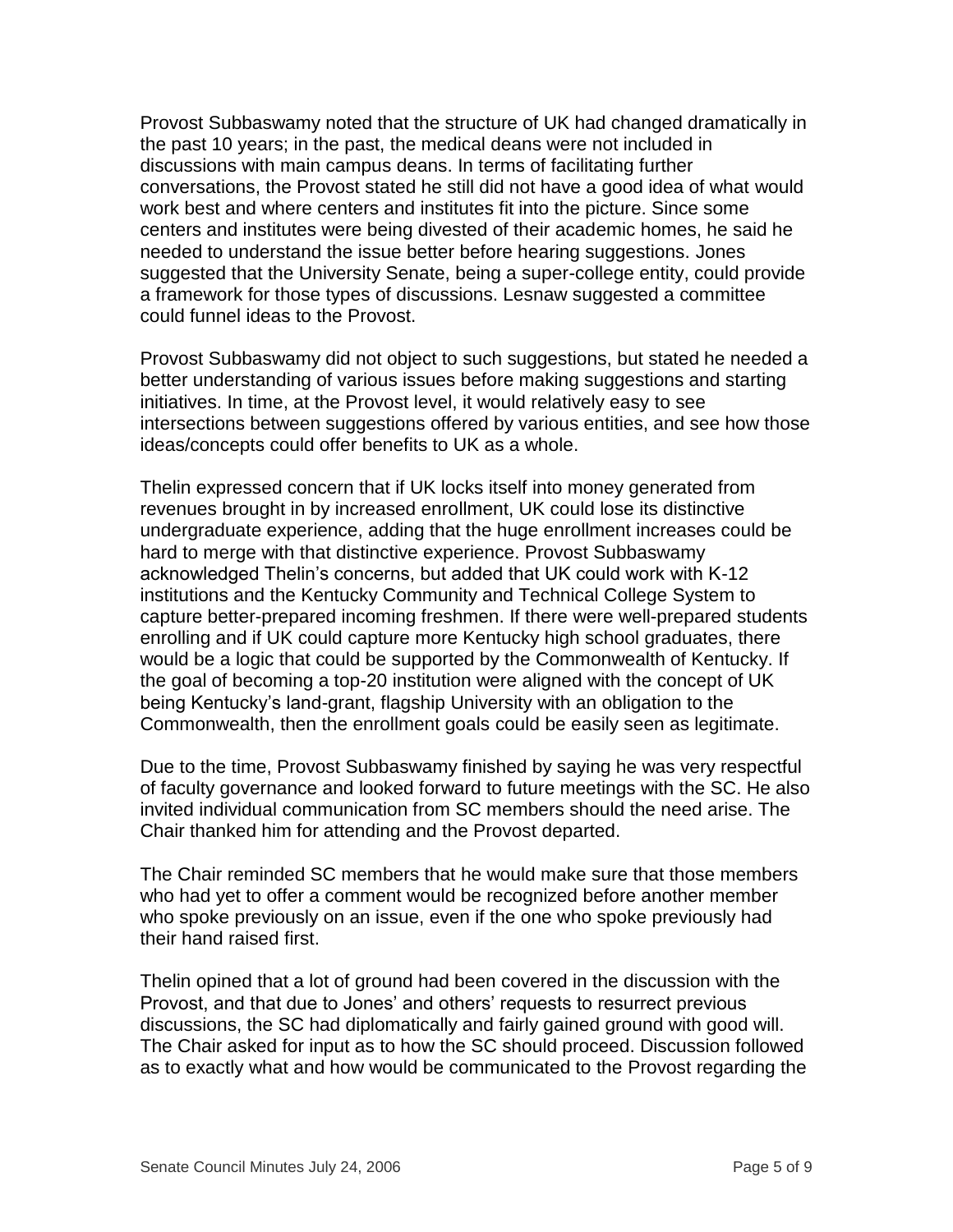Provost Subbaswamy noted that the structure of UK had changed dramatically in the past 10 years; in the past, the medical deans were not included in discussions with main campus deans. In terms of facilitating further conversations, the Provost stated he still did not have a good idea of what would work best and where centers and institutes fit into the picture. Since some centers and institutes were being divested of their academic homes, he said he needed to understand the issue better before hearing suggestions. Jones suggested that the University Senate, being a super-college entity, could provide a framework for those types of discussions. Lesnaw suggested a committee could funnel ideas to the Provost.

Provost Subbaswamy did not object to such suggestions, but stated he needed a better understanding of various issues before making suggestions and starting initiatives. In time, at the Provost level, it would relatively easy to see intersections between suggestions offered by various entities, and see how those ideas/concepts could offer benefits to UK as a whole.

Thelin expressed concern that if UK locks itself into money generated from revenues brought in by increased enrollment, UK could lose its distinctive undergraduate experience, adding that the huge enrollment increases could be hard to merge with that distinctive experience. Provost Subbaswamy acknowledged Thelin's concerns, but added that UK could work with K-12 institutions and the Kentucky Community and Technical College System to capture better-prepared incoming freshmen. If there were well-prepared students enrolling and if UK could capture more Kentucky high school graduates, there would be a logic that could be supported by the Commonwealth of Kentucky. If the goal of becoming a top-20 institution were aligned with the concept of UK being Kentucky's land-grant, flagship University with an obligation to the Commonwealth, then the enrollment goals could be easily seen as legitimate.

Due to the time, Provost Subbaswamy finished by saying he was very respectful of faculty governance and looked forward to future meetings with the SC. He also invited individual communication from SC members should the need arise. The Chair thanked him for attending and the Provost departed.

The Chair reminded SC members that he would make sure that those members who had yet to offer a comment would be recognized before another member who spoke previously on an issue, even if the one who spoke previously had their hand raised first.

Thelin opined that a lot of ground had been covered in the discussion with the Provost, and that due to Jones' and others' requests to resurrect previous discussions, the SC had diplomatically and fairly gained ground with good will. The Chair asked for input as to how the SC should proceed. Discussion followed as to exactly what and how would be communicated to the Provost regarding the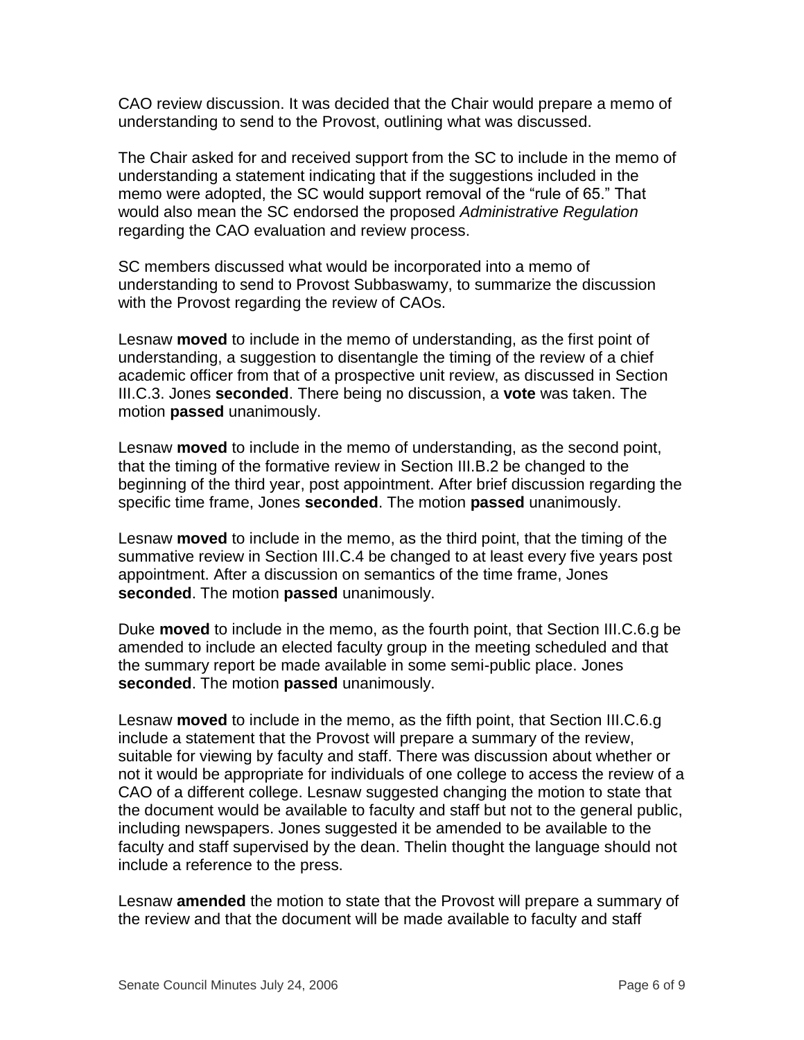CAO review discussion. It was decided that the Chair would prepare a memo of understanding to send to the Provost, outlining what was discussed.

The Chair asked for and received support from the SC to include in the memo of understanding a statement indicating that if the suggestions included in the memo were adopted, the SC would support removal of the "rule of 65." That would also mean the SC endorsed the proposed *Administrative Regulation* regarding the CAO evaluation and review process.

SC members discussed what would be incorporated into a memo of understanding to send to Provost Subbaswamy, to summarize the discussion with the Provost regarding the review of CAOs.

Lesnaw **moved** to include in the memo of understanding, as the first point of understanding, a suggestion to disentangle the timing of the review of a chief academic officer from that of a prospective unit review, as discussed in Section III.C.3. Jones **seconded**. There being no discussion, a **vote** was taken. The motion **passed** unanimously.

Lesnaw **moved** to include in the memo of understanding, as the second point, that the timing of the formative review in Section III.B.2 be changed to the beginning of the third year, post appointment. After brief discussion regarding the specific time frame, Jones **seconded**. The motion **passed** unanimously.

Lesnaw **moved** to include in the memo, as the third point, that the timing of the summative review in Section III.C.4 be changed to at least every five years post appointment. After a discussion on semantics of the time frame, Jones **seconded**. The motion **passed** unanimously.

Duke **moved** to include in the memo, as the fourth point, that Section III.C.6.g be amended to include an elected faculty group in the meeting scheduled and that the summary report be made available in some semi-public place. Jones **seconded**. The motion **passed** unanimously.

Lesnaw **moved** to include in the memo, as the fifth point, that Section III.C.6.g include a statement that the Provost will prepare a summary of the review, suitable for viewing by faculty and staff. There was discussion about whether or not it would be appropriate for individuals of one college to access the review of a CAO of a different college. Lesnaw suggested changing the motion to state that the document would be available to faculty and staff but not to the general public, including newspapers. Jones suggested it be amended to be available to the faculty and staff supervised by the dean. Thelin thought the language should not include a reference to the press.

Lesnaw **amended** the motion to state that the Provost will prepare a summary of the review and that the document will be made available to faculty and staff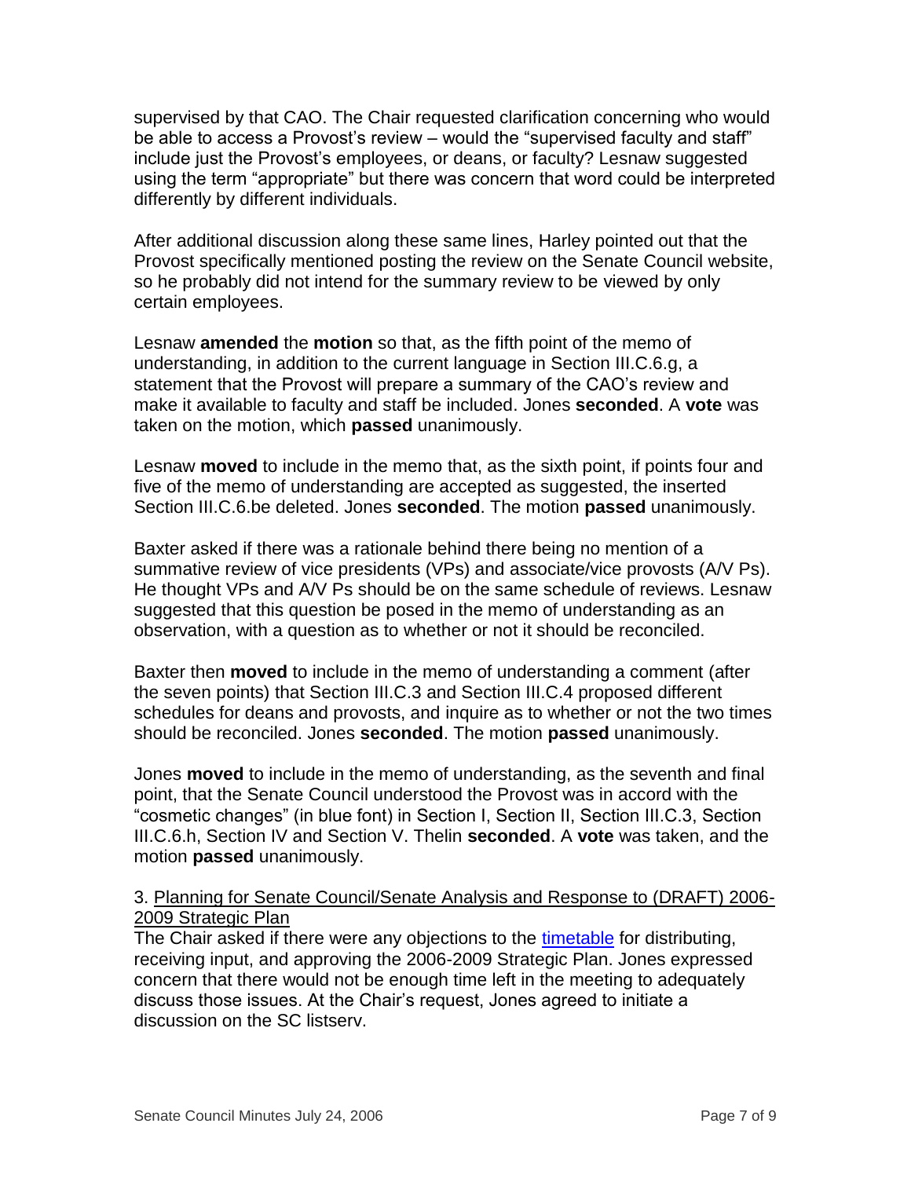supervised by that CAO. The Chair requested clarification concerning who would be able to access a Provost's review – would the "supervised faculty and staff" include just the Provost's employees, or deans, or faculty? Lesnaw suggested using the term "appropriate" but there was concern that word could be interpreted differently by different individuals.

After additional discussion along these same lines, Harley pointed out that the Provost specifically mentioned posting the review on the Senate Council website, so he probably did not intend for the summary review to be viewed by only certain employees.

Lesnaw **amended** the **motion** so that, as the fifth point of the memo of understanding, in addition to the current language in Section III.C.6.g, a statement that the Provost will prepare a summary of the CAO's review and make it available to faculty and staff be included. Jones **seconded**. A **vote** was taken on the motion, which **passed** unanimously.

Lesnaw **moved** to include in the memo that, as the sixth point, if points four and five of the memo of understanding are accepted as suggested, the inserted Section III.C.6.be deleted. Jones **seconded**. The motion **passed** unanimously.

Baxter asked if there was a rationale behind there being no mention of a summative review of vice presidents (VPs) and associate/vice provosts (A/V Ps). He thought VPs and A/V Ps should be on the same schedule of reviews. Lesnaw suggested that this question be posed in the memo of understanding as an observation, with a question as to whether or not it should be reconciled.

Baxter then **moved** to include in the memo of understanding a comment (after the seven points) that Section III.C.3 and Section III.C.4 proposed different schedules for deans and provosts, and inquire as to whether or not the two times should be reconciled. Jones **seconded**. The motion **passed** unanimously.

Jones **moved** to include in the memo of understanding, as the seventh and final point, that the Senate Council understood the Provost was in accord with the "cosmetic changes" (in blue font) in Section I, Section II, Section III.C.3, Section III.C.6.h, Section IV and Section V. Thelin **seconded**. A **vote** was taken, and the motion **passed** unanimously.

3. Planning for Senate Council/Senate Analysis and Response to (DRAFT) 2006-2009 Strategic Plan

The Chair asked if there were any objections to the timetable for distributing, receiving input, and approving the 2006-2009 Strategic Plan. Jones expressed concern that there would not be enough time left in the meeting to adequately discuss those issues. At the Chair's request, Jones agreed to initiate a discussion on the SC listserv.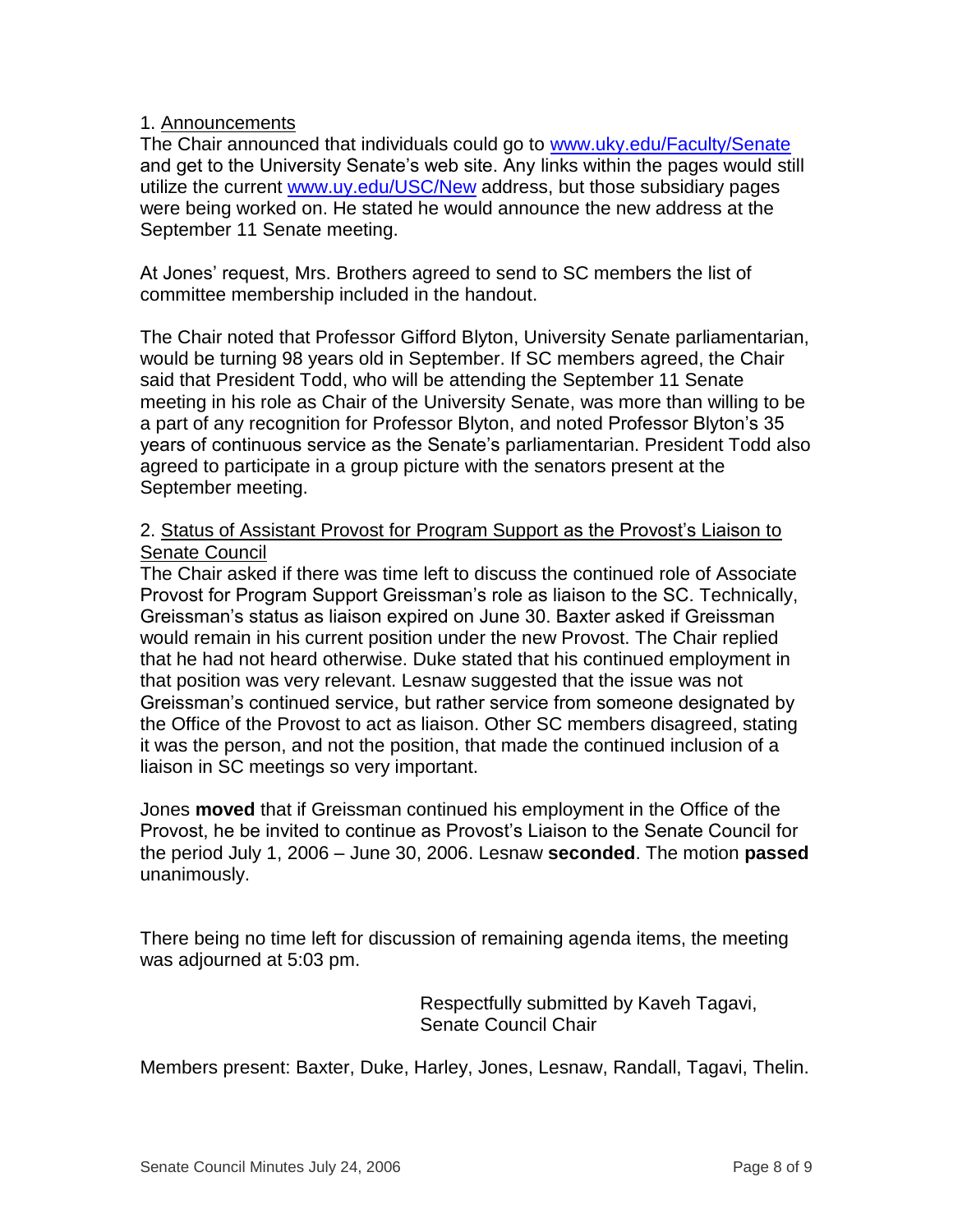1. Announcements

The Chair announced that individuals could go to www.uky.edu/Faculty/Senate and get to the University Senate's web site. Any links within the pages would still utilize the current www.uy.edu/USC/New address, but those subsidiary pages were being worked on. He stated he would announce the new address at the September 11 Senate meeting.

At Jones' request, Mrs. Brothers agreed to send to SC members the list of committee membership included in the handout.

The Chair noted that Professor Gifford Blyton, University Senate parliamentarian, would be turning 98 years old in September. If SC members agreed, the Chair said that President Todd, who will be attending the September 11 Senate meeting in his role as Chair of the University Senate, was more than willing to be a part of any recognition for Professor Blyton, and noted Professor Blyton's 35 years of continuous service as the Senate's parliamentarian. President Todd also agreed to participate in a group picture with the senators present at the September meeting.

2. Status of Assistant Provost for Program Support as the Provost's Liaison to Senate Council

The Chair asked if there was time left to discuss the continued role of Associate Provost for Program Support Greissman's role as liaison to the SC. Technically, Greissman's status as liaison expired on June 30. Baxter asked if Greissman would remain in his current position under the new Provost. The Chair replied that he had not heard otherwise. Duke stated that his continued employment in that position was very relevant. Lesnaw suggested that the issue was not Greissman's continued service, but rather service from someone designated by the Office of the Provost to act as liaison. Other SC members disagreed, stating it was the person, and not the position, that made the continued inclusion of a liaison in SC meetings so very important.

Jones **moved** that if Greissman continued his employment in the Office of the Provost, he be invited to continue as Provost's Liaison to the Senate Council for the period July 1, 2006 – June 30, 2006. Lesnaw **seconded**. The motion **passed** unanimously.

There being no time left for discussion of remaining agenda items, the meeting was adjourned at 5:03 pm.

Respectfully submitted by Kaveh Tagavi,
Senate Council Chair

Members present: Baxter, Duke, Harley, Jones, Lesnaw, Randall, Tagavi, Thelin.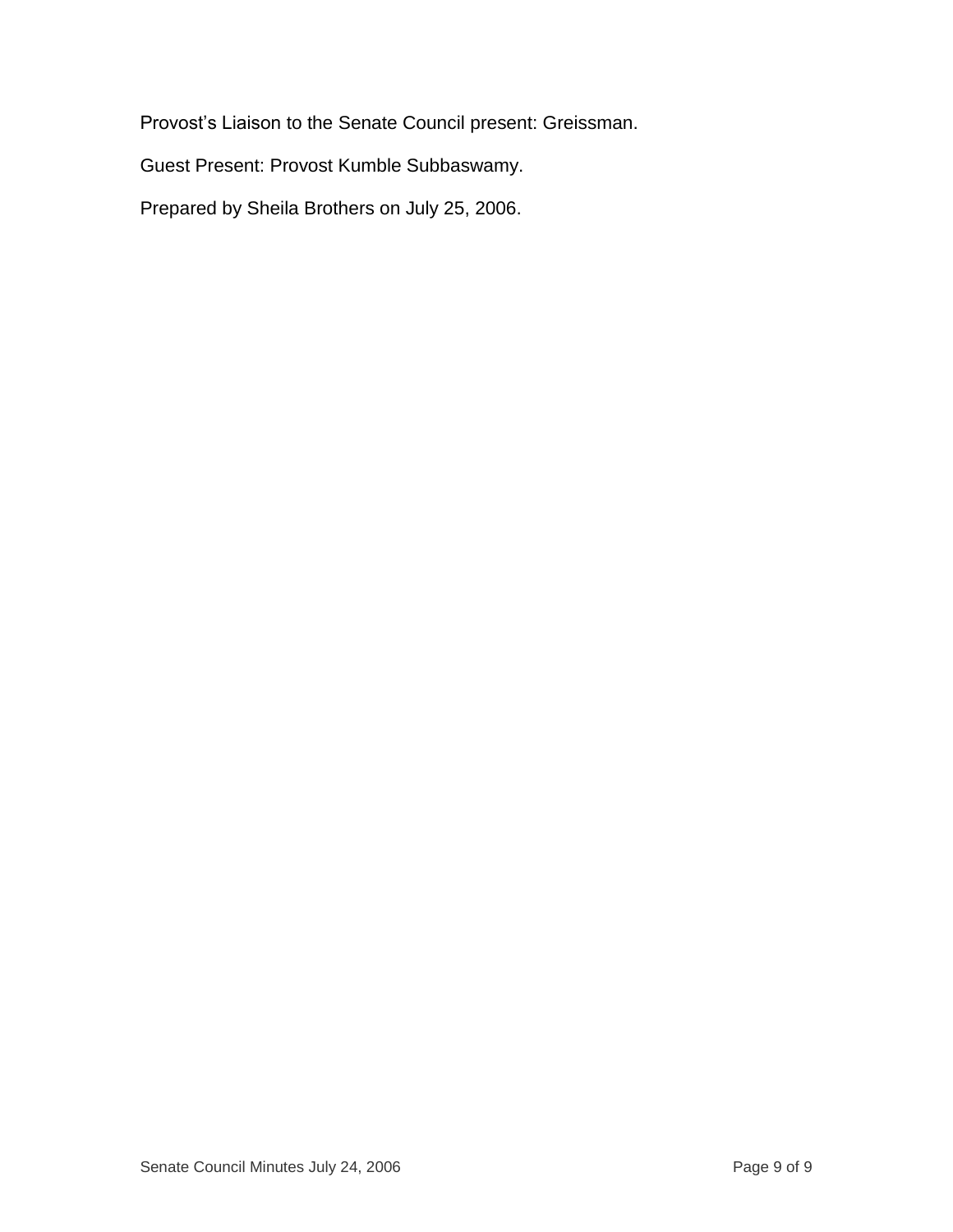Provost's Liaison to the Senate Council present: Greissman.

Guest Present: Provost Kumble Subbaswamy.

Prepared by Sheila Brothers on July 25, 2006.